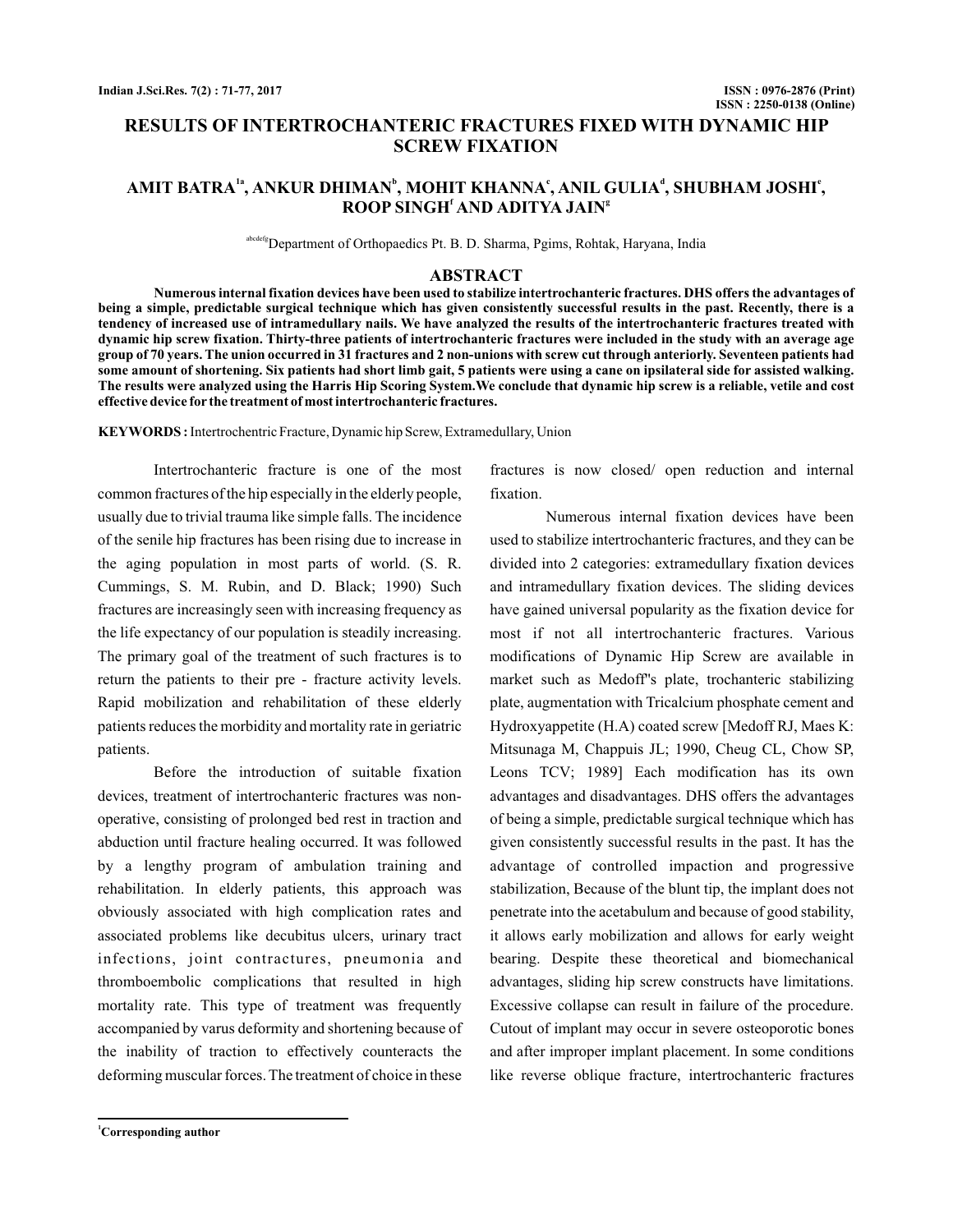# RESULTS OF INTERTROCHANTERIC FRACTURES FIXED WITH DYNAMIC HIP SCREW FIXATION

**AMIT BATRA[1a], ANKUR DHIMAN[b], MOHIT KHANNA[c], ANIL GULIA[d], SHUBHAM JOSHI[e], ROOP SINGH[f] AND ADITYA JAIN[g]**

[abcdefg]Department of Orthopaedics Pt. B. D. Sharma, Pgims, Rohtak, Haryana, India

## ABSTRACT

**Numerous internal fixation devices have been used to stabilize intertrochanteric fractures. DHS offers the advantages of being a simple, predictable surgical technique which has given consistently successful results in the past. Recently, there is a tendency of increased use of intramedullary nails. We have analyzed the results of the intertrochanteric fractures treated with dynamic hip screw fixation. Thirty-three patients of intertrochanteric fractures were included in the study with an average age group of 70 years. The union occurred in 31 fractures and 2 non-unions with screw cut through anteriorly. Seventeen patients had some amount of shortening. Six patients had short limb gait, 5 patients were using a cane on ipsilateral side for assisted walking. The results were analyzed using the Harris Hip Scoring System.We conclude that dynamic hip screw is a reliable, vetile and cost effective device for the treatment of most intertrochanteric fractures.**

**KEYWORDS :** Intertrochentric Fracture, Dynamic hip Screw, Extramedullary, Union

Intertrochanteric fracture is one of the most common fractures of the hip especially in the elderly people, usually due to trivial trauma like simple falls. The incidence of the senile hip fractures has been rising due to increase in the aging population in most parts of world. (S. R. Cummings, S. M. Rubin, and D. Black; 1990) Such fractures are increasingly seen with increasing frequency as the life expectancy of our population is steadily increasing. The primary goal of the treatment of such fractures is to return the patients to their pre - fracture activity levels. Rapid mobilization and rehabilitation of these elderly patients reduces the morbidity and mortality rate in geriatric patients.

Before the introduction of suitable fixation devices, treatment of intertrochanteric fractures was non-operative, consisting of prolonged bed rest in traction and abduction until fracture healing occurred. It was followed by a lengthy program of ambulation training and rehabilitation. In elderly patients, this approach was obviously associated with high complication rates and associated problems like decubitus ulcers, urinary tract infections, joint contractures, pneumonia and thromboembolic complications that resulted in high mortality rate. This type of treatment was frequently accompanied by varus deformity and shortening because of the inability of traction to effectively counteracts the deforming muscular forces. The treatment of choice in these fractures is now closed/ open reduction and internal fixation.

Numerous internal fixation devices have been used to stabilize intertrochanteric fractures, and they can be divided into 2 categories: extramedullary fixation devices and intramedullary fixation devices. The sliding devices have gained universal popularity as the fixation device for most if not all intertrochanteric fractures. Various modifications of Dynamic Hip Screw are available in market such as Medoff"s plate, trochanteric stabilizing plate, augmentation with Tricalcium phosphate cement and Hydroxyappetite (H.A) coated screw [Medoff RJ, Maes K: Mitsunaga M, Chappuis JL; 1990, Cheug CL, Chow SP, Leons TCV; 1989] Each modification has its own advantages and disadvantages. DHS offers the advantages of being a simple, predictable surgical technique which has given consistently successful results in the past. It has the advantage of controlled impaction and progressive stabilization, Because of the blunt tip, the implant does not penetrate into the acetabulum and because of good stability, it allows early mobilization and allows for early weight bearing. Despite these theoretical and biomechanical advantages, sliding hip screw constructs have limitations. Excessive collapse can result in failure of the procedure. Cutout of implant may occur in severe osteoporotic bones and after improper implant placement. In some conditions like reverse oblique fracture, intertrochanteric fractures

[1]**Corresponding author**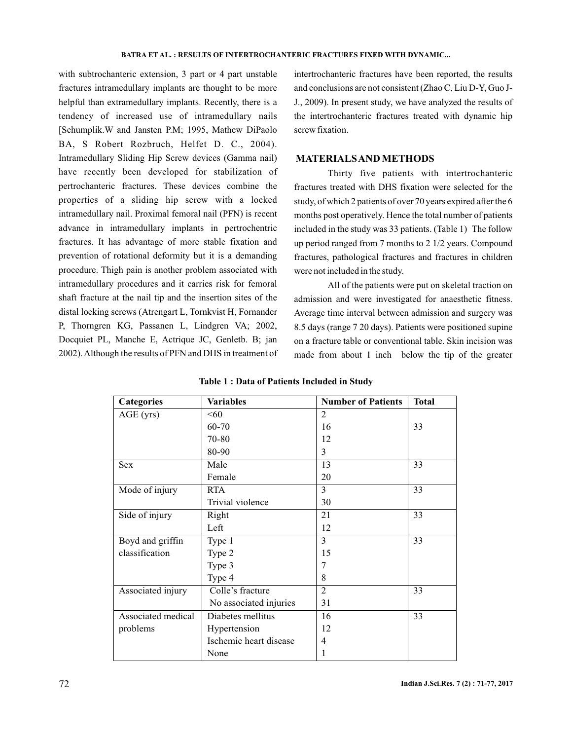with subtrochanteric extension, 3 part or 4 part unstable fractures intramedullary implants are thought to be more helpful than extramedullary implants. Recently, there is a tendency of increased use of intramedullary nails [Schumplik.W and Jansten P.M; 1995, Mathew DiPaolo BA, S Robert Rozbruch, Helfet D. C., 2004). Intramedullary Sliding Hip Screw devices (Gamma nail) have recently been developed for stabilization of pertrochanteric fractures. These devices combine the properties of a sliding hip screw with a locked intramedullary nail. Proximal femoral nail (PFN) is recent advance in intramedullary implants in pertrochentric fractures. It has advantage of more stable fixation and prevention of rotational deformity but it is a demanding procedure. Thigh pain is another problem associated with intramedullary procedures and it carries risk for femoral shaft fracture at the nail tip and the insertion sites of the distal locking screws (Atrengart L, Tornkvist H, Fornander P, Thorngren KG, Passanen L, Lindgren VA; 2002, Docquiet PL, Manche E, Actrique JC, Genletb. B; jan 2002). Although the results of PFN and DHS in treatment of intertrochanteric fractures have been reported, the results and conclusions are not consistent (Zhao C, Liu D-Y, Guo J-J., 2009). In present study, we have analyzed the results of the intertrochanteric fractures treated with dynamic hip screw fixation.

## MATERIALS AND METHODS

Thirty five patients with intertrochanteric fractures treated with DHS fixation were selected for the study, of which 2 patients of over 70 years expired after the 6 months post operatively. Hence the total number of patients included in the study was 33 patients. (Table 1) The follow up period ranged from 7 months to 2 1/2 years. Compound fractures, pathological fractures and fractures in children were not included in the study.

All of the patients were put on skeletal traction on admission and were investigated for anaesthetic fitness. Average time interval between admission and surgery was 8.5 days (range 7 20 days). Patients were positioned supine on a fracture table or conventional table. Skin incision was made from about 1 inch below the tip of the greater

**Table 1 : Data of Patients Included in Study**

| Categories | Variables | Number of Patients | Total |
|---|---|---|---|
| AGE (yrs) | <60 | 2 | |
| | 60-70 | 16 | 33 |
| | 70-80 | 12 | |
| | 80-90 | 3 | |
| Sex | Male | 13 | 33 |
| | Female | 20 | |
| Mode of injury | RTA | 3 | 33 |
| | Trivial violence | 30 | |
| Side of injury | Right | 21 | 33 |
| | Left | 12 | |
| Boyd and griffin classification | Type 1 | 3 | 33 |
| | Type 2 | 15 | |
| | Type 3 | 7 | |
| | Type 4 | 8 | |
| Associated injury | Colle's fracture | 2 | 33 |
| | No associated injuries | 31 | |
| Associated medical problems | Diabetes mellitus | 16 | 33 |
| | Hypertension | 12 | |
| | Ischemic heart disease | 4 | |
| | None | 1 | |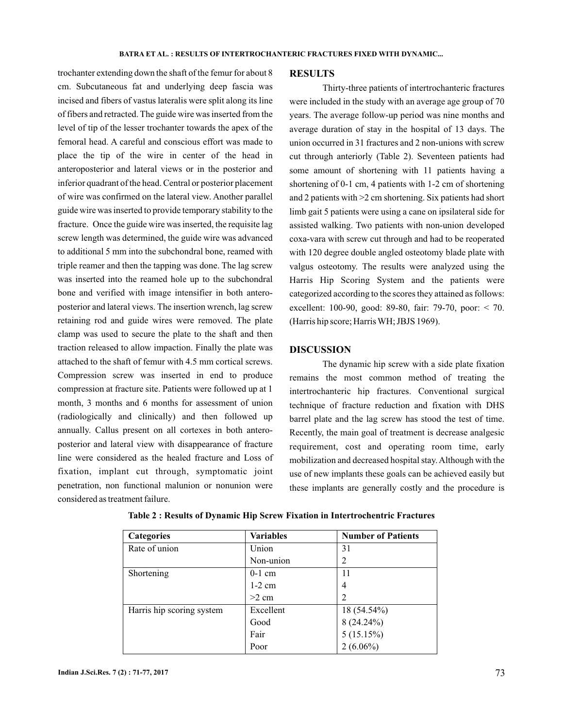trochanter extending down the shaft of the femur for about 8 cm. Subcutaneous fat and underlying deep fascia was incised and fibers of vastus lateralis were split along its line of fibers and retracted. The guide wire was inserted from the level of tip of the lesser trochanter towards the apex of the femoral head. A careful and conscious effort was made to place the tip of the wire in center of the head in anteroposterior and lateral views or in the posterior and inferior quadrant of the head. Central or posterior placement of wire was confirmed on the lateral view. Another parallel guide wire was inserted to provide temporary stability to the fracture. Once the guide wire was inserted, the requisite lag screw length was determined, the guide wire was advanced to additional 5 mm into the subchondral bone, reamed with triple reamer and then the tapping was done. The lag screw was inserted into the reamed hole up to the subchondral bone and verified with image intensifier in both antero-posterior and lateral views. The insertion wrench, lag screw retaining rod and guide wires were removed. The plate clamp was used to secure the plate to the shaft and then traction released to allow impaction. Finally the plate was attached to the shaft of femur with 4.5 mm cortical screws. Compression screw was inserted in end to produce compression at fracture site. Patients were followed up at 1 month, 3 months and 6 months for assessment of union (radiologically and clinically) and then followed up annually. Callus present on all cortexes in both antero-posterior and lateral view with disappearance of fracture line were considered as the healed fracture and Loss of fixation, implant cut through, symptomatic joint penetration, non functional malunion or nonunion were considered as treatment failure.

## RESULTS

Thirty-three patients of intertrochanteric fractures were included in the study with an average age group of 70 years. The average follow-up period was nine months and average duration of stay in the hospital of 13 days. The union occurred in 31 fractures and 2 non-unions with screw cut through anteriorly (Table 2). Seventeen patients had some amount of shortening with 11 patients having a shortening of 0-1 cm, 4 patients with 1-2 cm of shortening and 2 patients with >2 cm shortening. Six patients had short limb gait 5 patients were using a cane on ipsilateral side for assisted walking. Two patients with non-union developed coxa-vara with screw cut through and had to be reoperated with 120 degree double angled osteotomy blade plate with valgus osteotomy. The results were analyzed using the Harris Hip Scoring System and the patients were categorized according to the scores they attained as follows: excellent: 100-90, good: 89-80, fair: 79-70, poor: < 70. (Harris hip score; Harris WH; JBJS 1969).

## DISCUSSION

The dynamic hip screw with a side plate fixation remains the most common method of treating the intertrochanteric hip fractures. Conventional surgical technique of fracture reduction and fixation with DHS barrel plate and the lag screw has stood the test of time. Recently, the main goal of treatment is decrease analgesic requirement, cost and operating room time, early mobilization and decreased hospital stay. Although with the use of new implants these goals can be achieved easily but these implants are generally costly and the procedure is

**Table 2 : Results of Dynamic Hip Screw Fixation in Intertrochentric Fractures**

| Categories | Variables | Number of Patients |
|---|---|---|
| Rate of union | Union | 31 |
| | Non-union | 2 |
| Shortening | 0-1 cm | 11 |
| | 1-2 cm | 4 |
| | >2 cm | 2 |
| Harris hip scoring system | Excellent | 18 (54.54%) |
| | Good | 8 (24.24%) |
| | Fair | 5 (15.15%) |
| | Poor | 2 (6.06%) |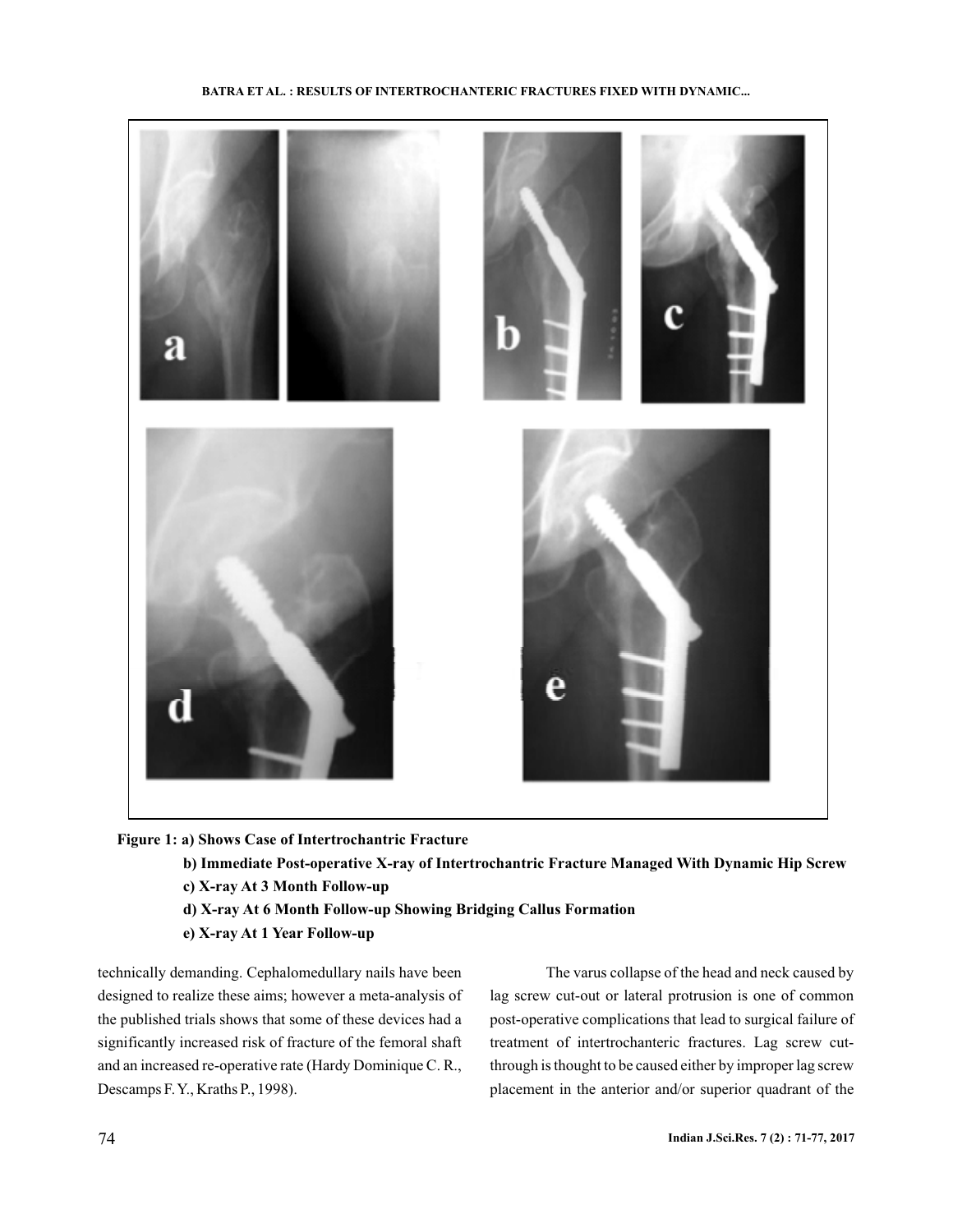Figure 1: a) Shows Case of Intertrochantric Fracture

b) Immediate Post-operative X-ray of Intertrochantric Fracture Managed With Dynamic Hip Screw

c) X-ray At 3 Month Follow-up

d) X-ray At 6 Month Follow-up Showing Bridging Callus Formation

e) X-ray At 1 Year Follow-up

technically demanding. Cephalomedullary nails have been designed to realize these aims; however a meta-analysis of the published trials shows that some of these devices had a significantly increased risk of fracture of the femoral shaft and an increased re-operative rate (Hardy Dominique C. R., Descamps F. Y., Kraths P., 1998).

The varus collapse of the head and neck caused by lag screw cut-out or lateral protrusion is one of common post-operative complications that lead to surgical failure of treatment of intertrochanteric fractures. Lag screw cut-through is thought to be caused either by improper lag screw placement in the anterior and/or superior quadrant of the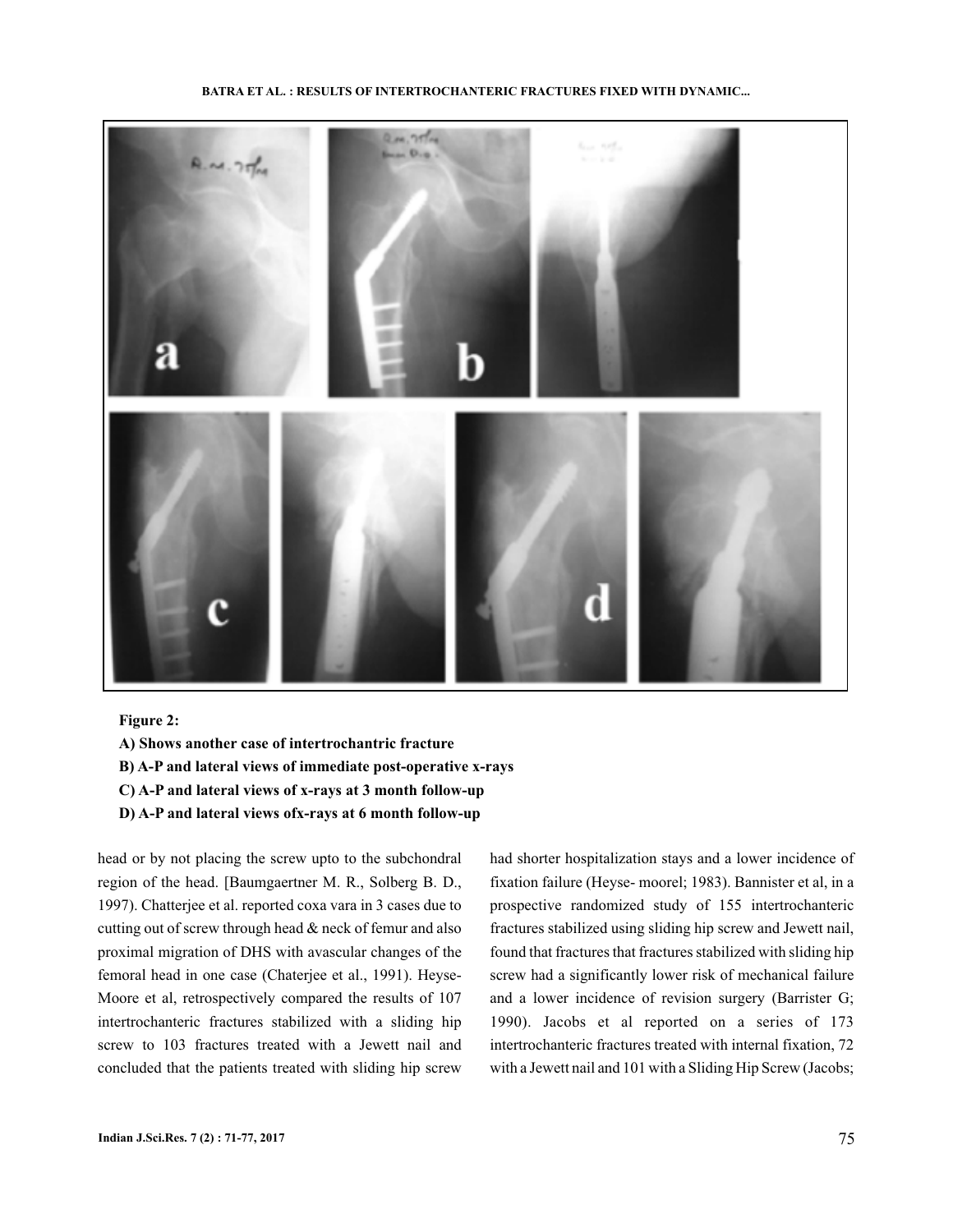**Figure 2:**

**A) Shows another case of intertrochantric fracture**

**B) A-P and lateral views of immediate post-operative x-rays**

**C) A-P and lateral views of x-rays at 3 month follow-up**

**D) A-P and lateral views ofx-rays at 6 month follow-up**

head or by not placing the screw upto to the subchondral region of the head. [Baumgaertner M. R., Solberg B. D., 1997). Chatterjee et al. reported coxa vara in 3 cases due to cutting out of screw through head & neck of femur and also proximal migration of DHS with avascular changes of the femoral head in one case (Chaterjee et al., 1991). Heyse-Moore et al, retrospectively compared the results of 107 intertrochanteric fractures stabilized with a sliding hip screw to 103 fractures treated with a Jewett nail and concluded that the patients treated with sliding hip screw had shorter hospitalization stays and a lower incidence of fixation failure (Heyse- moorel; 1983). Bannister et al, in a prospective randomized study of 155 intertrochanteric fractures stabilized using sliding hip screw and Jewett nail, found that fractures that fractures stabilized with sliding hip screw had a significantly lower risk of mechanical failure and a lower incidence of revision surgery (Barrister G; 1990). Jacobs et al reported on a series of 173 intertrochanteric fractures treated with internal fixation, 72 with a Jewett nail and 101 with a Sliding Hip Screw (Jacobs;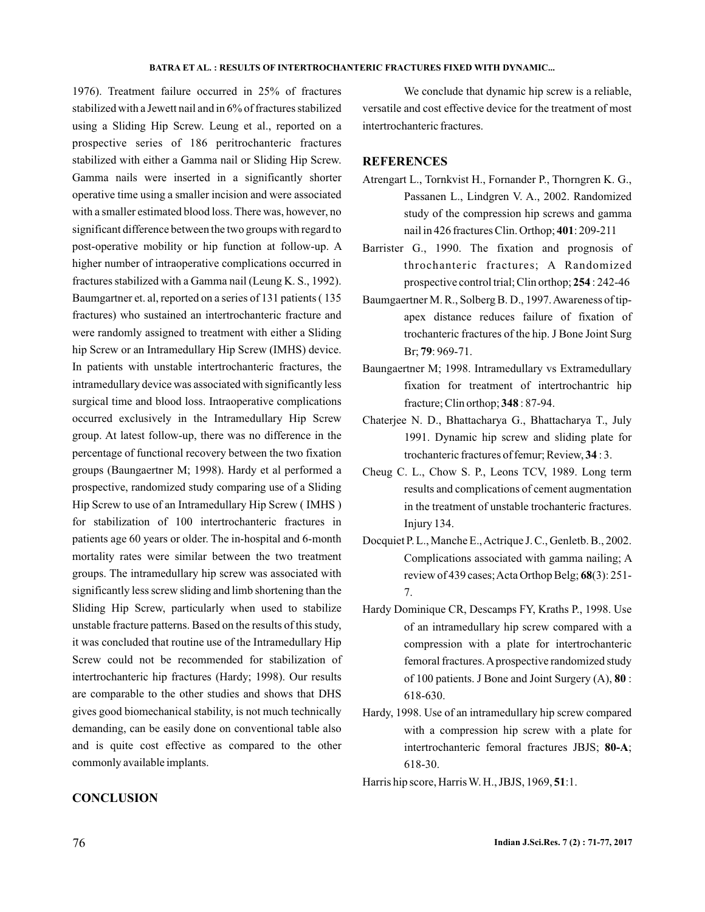1976). Treatment failure occurred in 25% of fractures stabilized with a Jewett nail and in 6% of fractures stabilized using a Sliding Hip Screw. Leung et al., reported on a prospective series of 186 peritrochanteric fractures stabilized with either a Gamma nail or Sliding Hip Screw. Gamma nails were inserted in a significantly shorter operative time using a smaller incision and were associated with a smaller estimated blood loss. There was, however, no significant difference between the two groups with regard to post-operative mobility or hip function at follow-up. A higher number of intraoperative complications occurred in fractures stabilized with a Gamma nail (Leung K. S., 1992). Baumgartner et. al, reported on a series of 131 patients ( 135 fractures) who sustained an intertrochanteric fracture and were randomly assigned to treatment with either a Sliding hip Screw or an Intramedullary Hip Screw (IMHS) device. In patients with unstable intertrochanteric fractures, the intramedullary device was associated with significantly less surgical time and blood loss. Intraoperative complications occurred exclusively in the Intramedullary Hip Screw group. At latest follow-up, there was no difference in the percentage of functional recovery between the two fixation groups (Baungaertner M; 1998). Hardy et al performed a prospective, randomized study comparing use of a Sliding Hip Screw to use of an Intramedullary Hip Screw ( IMHS ) for stabilization of 100 intertrochanteric fractures in patients age 60 years or older. The in-hospital and 6-month mortality rates were similar between the two treatment groups. The intramedullary hip screw was associated with significantly less screw sliding and limb shortening than the Sliding Hip Screw, particularly when used to stabilize unstable fracture patterns. Based on the results of this study, it was concluded that routine use of the Intramedullary Hip Screw could not be recommended for stabilization of intertrochanteric hip fractures (Hardy; 1998). Our results are comparable to the other studies and shows that DHS gives good biomechanical stability, is not much technically demanding, can be easily done on conventional table also and is quite cost effective as compared to the other commonly available implants.

## CONCLUSION

We conclude that dynamic hip screw is a reliable, versatile and cost effective device for the treatment of most intertrochanteric fractures.

## REFERENCES

Atrengart L., Tornkvist H., Fornander P., Thorngren K. G., Passanen L., Lindgren V. A., 2002. Randomized study of the compression hip screws and gamma nail in 426 fractures Clin. Orthop; **401**: 209-211

Barrister G., 1990. The fixation and prognosis of throchanteric fractures; A Randomized prospective control trial; Clin orthop; **254** : 242-46

Baumgaertner M. R., Solberg B. D., 1997. Awareness of tip-apex distance reduces failure of fixation of trochanteric fractures of the hip. J Bone Joint Surg Br; **79**: 969-71.

Baungaertner M; 1998. Intramedullary vs Extramedullary fixation for treatment of intertrochantric hip fracture; Clin orthop; **348** : 87-94.

Chaterjee N. D., Bhattacharya G., Bhattacharya T., July 1991. Dynamic hip screw and sliding plate for trochanteric fractures of femur; Review, **34** : 3.

Cheug C. L., Chow S. P., Leons TCV, 1989. Long term results and complications of cement augmentation in the treatment of unstable trochanteric fractures. Injury 134.

Docquiet P. L., Manche E., Actrique J. C., Genletb. B., 2002. Complications associated with gamma nailing; A review of 439 cases; Acta Orthop Belg; **68**(3): 251-7.

Hardy Dominique CR, Descamps FY, Kraths P., 1998. Use of an intramedullary hip screw compared with a compression with a plate for intertrochanteric femoral fractures. A prospective randomized study of 100 patients. J Bone and Joint Surgery (A), **80** : 618-630.

Hardy, 1998. Use of an intramedullary hip screw compared with a compression hip screw with a plate for intertrochanteric femoral fractures JBJS; **80-A**; 618-30.

Harris hip score, Harris W. H., JBJS, 1969, **51**:1.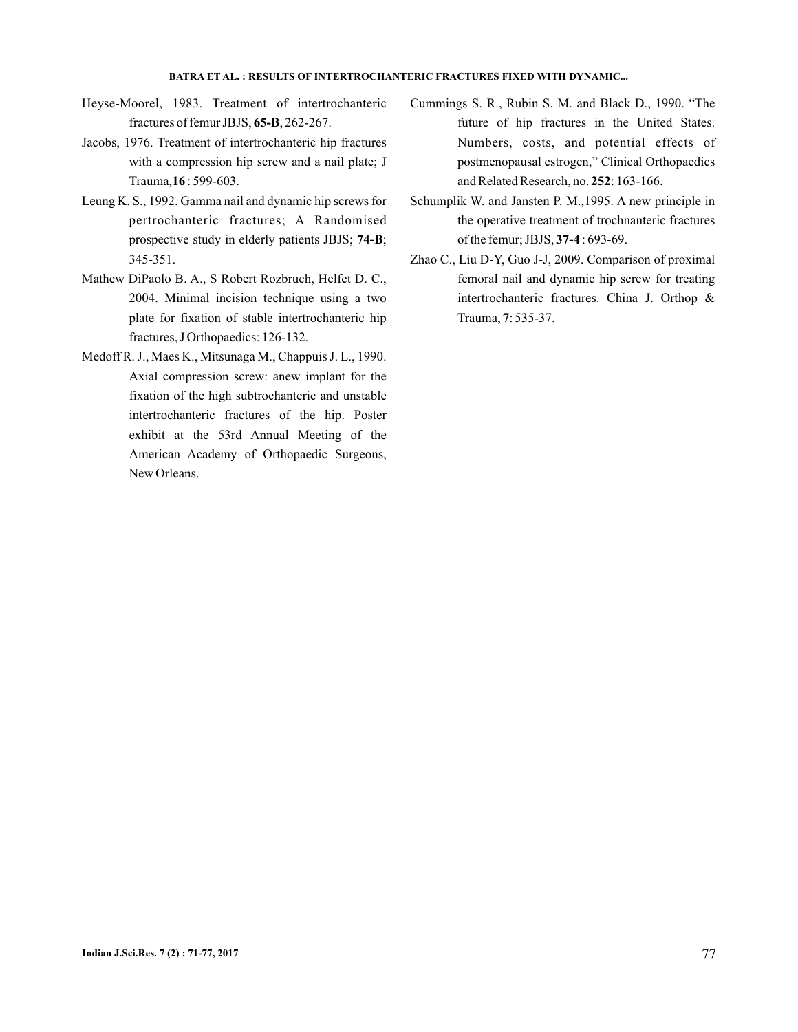Heyse-Moorel, 1983. Treatment of intertrochanteric fractures of femur JBJS, **65-B**, 262-267.

Jacobs, 1976. Treatment of intertrochanteric hip fractures with a compression hip screw and a nail plate; J Trauma,**16** : 599-603.

Leung K. S., 1992. Gamma nail and dynamic hip screws for pertrochanteric fractures; A Randomised prospective study in elderly patients JBJS; **74-B**; 345-351.

Mathew DiPaolo B. A., S Robert Rozbruch, Helfet D. C., 2004. Minimal incision technique using a two plate for fixation of stable intertrochanteric hip fractures, J Orthopaedics: 126-132.

Medoff R. J., Maes K., Mitsunaga M., Chappuis J. L., 1990. Axial compression screw: anew implant for the fixation of the high subtrochanteric and unstable intertrochanteric fractures of the hip. Poster exhibit at the 53rd Annual Meeting of the American Academy of Orthopaedic Surgeons, New Orleans.

Cummings S. R., Rubin S. M. and Black D., 1990. "The future of hip fractures in the United States. Numbers, costs, and potential effects of postmenopausal estrogen," Clinical Orthopaedics and Related Research, no. **252**: 163-166.

Schumplik W. and Jansten P. M.,1995. A new principle in the operative treatment of trochnanteric fractures of the femur; JBJS, **37-4** : 693-69.

Zhao C., Liu D-Y, Guo J-J, 2009. Comparison of proximal femoral nail and dynamic hip screw for treating intertrochanteric fractures. China J. Orthop & Trauma, **7**: 535-37.